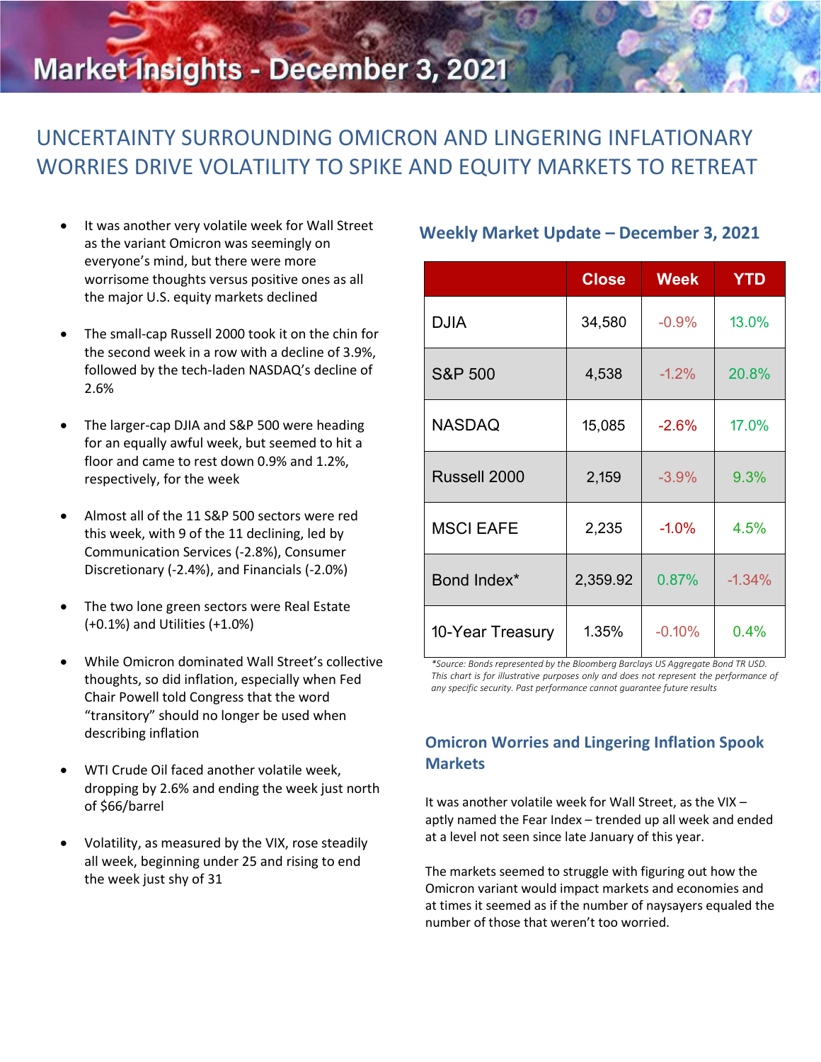# Market Insights - December 3, 2021

## UNCERTAINTY SURROUNDING OMICRON AND LINGERING INFLATIONARY WORRIES DRIVE VOLATILITY TO SPIKE AND EQUITY MARKETS TO RETREAT

- It was another very volatile week for Wall Street as the variant Omicron was seemingly on everyone's mind, but there were more worrisome thoughts versus positive ones as all the major U.S. equity markets declined
- The small-cap Russell 2000 took it on the chin for the second week in a row with a decline of 3.9%, followed by the tech-laden NASDAQ's decline of 2.6%
- The larger-cap DJIA and S&P 500 were heading for an equally awful week, but seemed to hit a floor and came to rest down 0.9% and 1.2%, respectively, for the week
- Almost all of the 11 S&P 500 sectors were red this week, with 9 of the 11 declining, led by Communication Services (-2.8%), Consumer Discretionary (-2.4%), and Financials (-2.0%)
- The two lone green sectors were Real Estate (+0.1%) and Utilities (+1.0%)
- While Omicron dominated Wall Street's collective thoughts, so did inflation, especially when Fed Chair Powell told Congress that the word "transitory" should no longer be used when describing inflation
- WTI Crude Oil faced another volatile week, dropping by 2.6% and ending the week just north of $66/barrel
- Volatility, as measured by the VIX, rose steadily all week, beginning under 25 and rising to end the week just shy of 31

### Weekly Market Update – December 3, 2021

| | Close | Week | YTD |
|---|---|---|---|
| DJIA | 34,580 | -0.9% | 13.0% |
| S&P 500 | 4,538 | -1.2% | 20.8% |
| NASDAQ | 15,085 | -2.6% | 17.0% |
| Russell 2000 | 2,159 | -3.9% | 9.3% |
| MSCI EAFE | 2,235 | -1.0% | 4.5% |
| Bond Index* | 2,359.92 | 0.87% | -1.34% |
| 10-Year Treasury | 1.35% | -0.10% | 0.4% |

*\*Source: Bonds represented by the Bloomberg Barclays US Aggregate Bond TR USD. This chart is for illustrative purposes only and does not represent the performance of any specific security. Past performance cannot guarantee future results*

### Omicron Worries and Lingering Inflation Spook Markets

It was another volatile week for Wall Street, as the VIX – aptly named the Fear Index – trended up all week and ended at a level not seen since late January of this year.

The markets seemed to struggle with figuring out how the Omicron variant would impact markets and economies and at times it seemed as if the number of naysayers equaled the number of those that weren't too worried.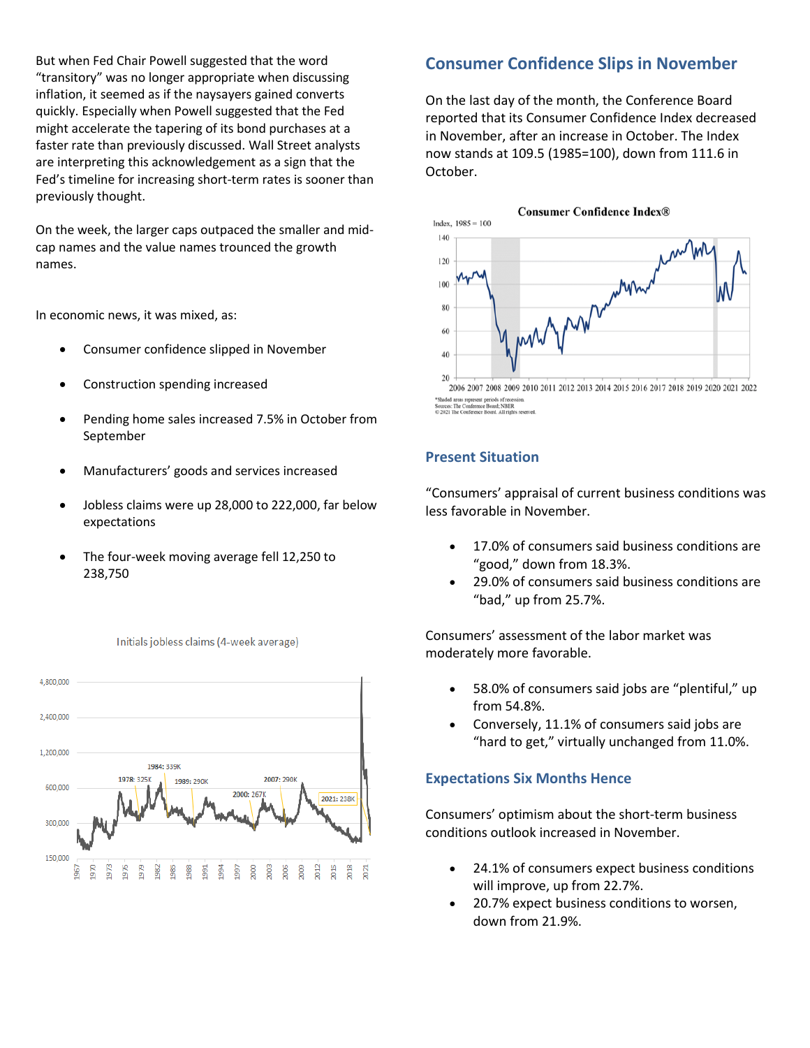But when Fed Chair Powell suggested that the word "transitory" was no longer appropriate when discussing inflation, it seemed as if the naysayers gained converts quickly. Especially when Powell suggested that the Fed might accelerate the tapering of its bond purchases at a faster rate than previously discussed. Wall Street analysts are interpreting this acknowledgement as a sign that the Fed's timeline for increasing short-term rates is sooner than previously thought.

On the week, the larger caps outpaced the smaller and mid-cap names and the value names trounced the growth names.

In economic news, it was mixed, as:

- Consumer confidence slipped in November
- Construction spending increased
- Pending home sales increased 7.5% in October from September
- Manufacturers' goods and services increased
- Jobless claims were up 28,000 to 222,000, far below expectations
- The four-week moving average fell 12,250 to 238,750

Initials jobless claims (4-week average)

## Consumer Confidence Slips in November

On the last day of the month, the Conference Board reported that its Consumer Confidence Index decreased in November, after an increase in October. The Index now stands at 109.5 (1985=100), down from 111.6 in October.

Consumer Confidence Index®

*Shaded areas represent periods of recession.
Sources: The Conference Board; NBER
© 2021 The Conference Board. All rights reserved.

### Present Situation

"Consumers' appraisal of current business conditions was less favorable in November.

- 17.0% of consumers said business conditions are "good," down from 18.3%.
- 29.0% of consumers said business conditions are "bad," up from 25.7%.

Consumers' assessment of the labor market was moderately more favorable.

- 58.0% of consumers said jobs are "plentiful," up from 54.8%.
- Conversely, 11.1% of consumers said jobs are "hard to get," virtually unchanged from 11.0%.

### Expectations Six Months Hence

Consumers' optimism about the short-term business conditions outlook increased in November.

- 24.1% of consumers expect business conditions will improve, up from 22.7%.
- 20.7% expect business conditions to worsen, down from 21.9%.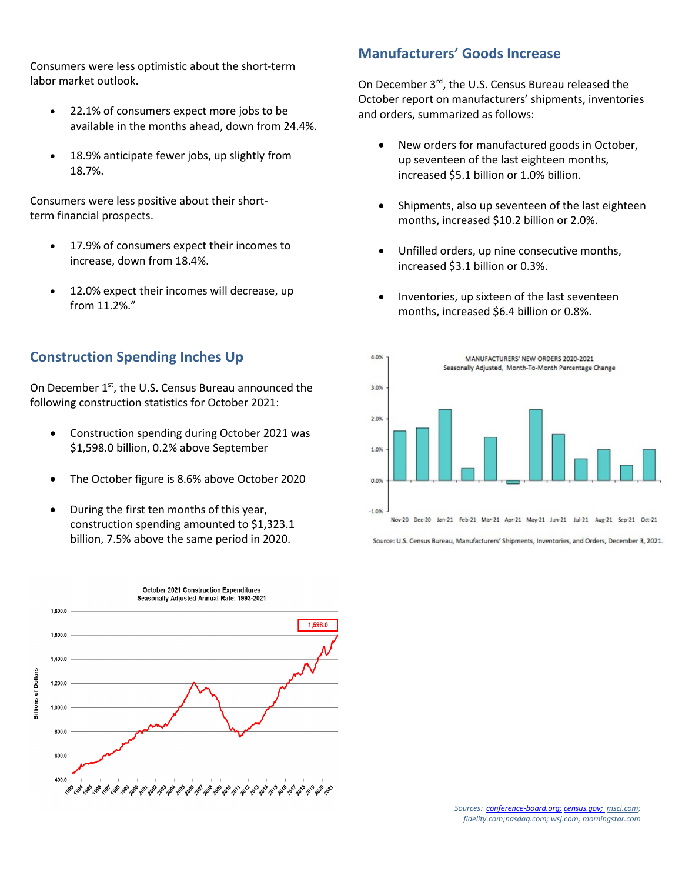Consumers were less optimistic about the short-term labor market outlook.

- 22.1% of consumers expect more jobs to be available in the months ahead, down from 24.4%.
- 18.9% anticipate fewer jobs, up slightly from 18.7%.

Consumers were less positive about their short-term financial prospects.

- 17.9% of consumers expect their incomes to increase, down from 18.4%.
- 12.0% expect their incomes will decrease, up from 11.2%."

## Construction Spending Inches Up

On December 1st, the U.S. Census Bureau announced the following construction statistics for October 2021:

- Construction spending during October 2021 was $1,598.0 billion, 0.2% above September
- The October figure is 8.6% above October 2020
- During the first ten months of this year, construction spending amounted to $1,323.1 billion, 7.5% above the same period in 2020.

October 2021 Construction Expenditures
Seasonally Adjusted Annual Rate: 1993-2021

Billions of Dollars

1,800.0
1,600.0
1,400.0
1,200.0
1,000.0
800.0
600.0
400.0

1,598.0

1993 1994 1995 1996 1997 1998 1999 2000 2001 2002 2003 2004 2005 2006 2007 2008 2009 2010 2011 2012 2013 2014 2015 2016 2017 2018 2019 2020 2021

## Manufacturers' Goods Increase

On December 3rd, the U.S. Census Bureau released the October report on manufacturers' shipments, inventories and orders, summarized as follows:

- New orders for manufactured goods in October, up seventeen of the last eighteen months, increased $5.1 billion or 1.0% billion.
- Shipments, also up seventeen of the last eighteen months, increased $10.2 billion or 2.0%.
- Unfilled orders, up nine consecutive months, increased $3.1 billion or 0.3%.
- Inventories, up sixteen of the last seventeen months, increased $6.4 billion or 0.8%.

MANUFACTURERS' NEW ORDERS 2020-2021
Seasonally Adjusted, Month-To-Month Percentage Change

4.0%
3.0%
2.0%
1.0%
0.0%
-1.0%

Nov-20 Dec-20 Jan-21 Feb-21 Mar-21 Apr-21 May-21 Jun-21 Jul-21 Aug-21 Sep-21 Oct-21

Source: U.S. Census Bureau, Manufacturers' Shipments, Inventories, and Orders, December 3, 2021.

*Sources: conference-board.org; census.gov; msci.com; fidelity.com;nasdaq.com; wsj.com; morningstar.com*